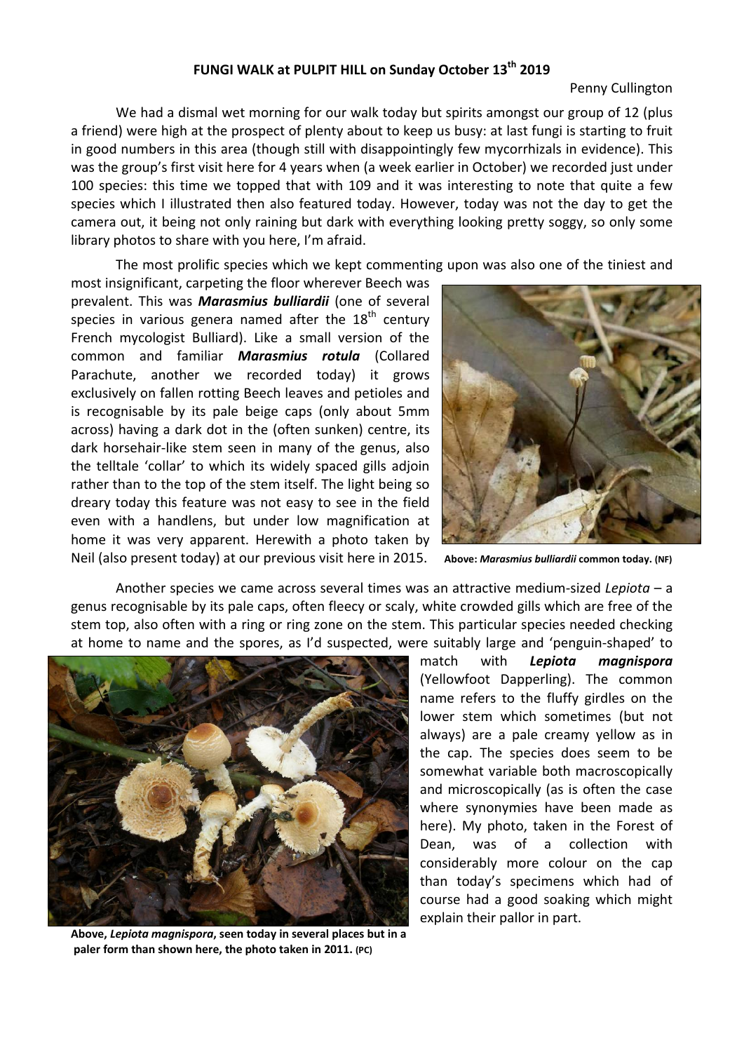# FUNGI WALK at PULPIT HILL on Sunday October 13th 2019

Penny Cullington

We had a dismal wet morning for our walk today but spirits amongst our group of 12 (plus a friend) were high at the prospect of plenty about to keep us busy: at last fungi is starting to fruit in good numbers in this area (though still with disappointingly few mycorrhizals in evidence). This was the group's first visit here for 4 years when (a week earlier in October) we recorded just under 100 species: this time we topped that with 109 and it was interesting to note that quite a few species which I illustrated then also featured today. However, today was not the day to get the camera out, it being not only raining but dark with everything looking pretty soggy, so only some library photos to share with you here, I'm afraid.

The most prolific species which we kept commenting upon was also one of the tiniest and most insignificant, carpeting the floor wherever Beech was prevalent. This was ***Marasmius bulliardii*** (one of several species in various genera named after the 18th century French mycologist Bulliard). Like a small version of the common and familiar ***Marasmius rotula*** (Collared Parachute, another we recorded today) it grows exclusively on fallen rotting Beech leaves and petioles and is recognisable by its pale beige caps (only about 5mm across) having a dark dot in the (often sunken) centre, its dark horsehair-like stem seen in many of the genus, also the telltale 'collar' to which its widely spaced gills adjoin rather than to the top of the stem itself. The light being so dreary today this feature was not easy to see in the field even with a handlens, but under low magnification at home it was very apparent. Herewith a photo taken by Neil (also present today) at our previous visit here in 2015.

**Above: *Marasmius bulliardii* common today. (NF)**

Another species we came across several times was an attractive medium-sized *Lepiota* – a genus recognisable by its pale caps, often fleecy or scaly, white crowded gills which are free of the stem top, also often with a ring or ring zone on the stem. This particular species needed checking at home to name and the spores, as I'd suspected, were suitably large and 'penguin-shaped' to match with ***Lepiota magnispora*** (Yellowfoot Dapperling). The common name refers to the fluffy girdles on the lower stem which sometimes (but not always) are a pale creamy yellow as in the cap. The species does seem to be somewhat variable both macroscopically and microscopically (as is often the case where synonymies have been made as here). My photo, taken in the Forest of Dean, was of a collection with considerably more colour on the cap than today's specimens which had of course had a good soaking which might explain their pallor in part.

**Above, *Lepiota magnispora*, seen today in several places but in a paler form than shown here, the photo taken in 2011. (PC)**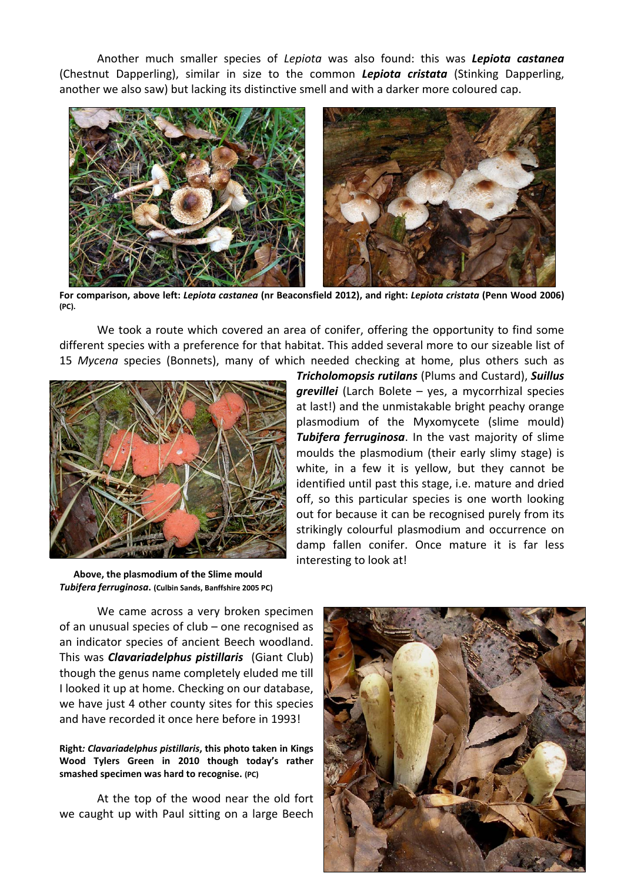Another much smaller species of *Lepiota* was also found: this was ***Lepiota castanea*** (Chestnut Dapperling), similar in size to the common ***Lepiota cristata*** (Stinking Dapperling, another we also saw) but lacking its distinctive smell and with a darker more coloured cap.

**For comparison, above left: *Lepiota castanea* (nr Beaconsfield 2012), and right: *Lepiota cristata* (Penn Wood 2006) (PC).**

We took a route which covered an area of conifer, offering the opportunity to find some different species with a preference for that habitat. This added several more to our sizeable list of 15 *Mycena* species (Bonnets), many of which needed checking at home, plus others such as ***Tricholomopsis rutilans*** (Plums and Custard), ***Suillus grevillei*** (Larch Bolete – yes, a mycorrhizal species at last!) and the unmistakable bright peachy orange plasmodium of the Myxomycete (slime mould) ***Tubifera ferruginosa***. In the vast majority of slime moulds the plasmodium (their early slimy stage) is white, in a few it is yellow, but they cannot be identified until past this stage, i.e. mature and dried off, so this particular species is one worth looking out for because it can be recognised purely from its strikingly colourful plasmodium and occurrence on damp fallen conifer. Once mature it is far less interesting to look at!

**Above, the plasmodium of the Slime mould *Tubifera ferruginosa*. (Culbin Sands, Banffshire 2005 PC)**

We came across a very broken specimen of an unusual species of club – one recognised as an indicator species of ancient Beech woodland. This was ***Clavariadelphus pistillaris*** (Giant Club) though the genus name completely eluded me till I looked it up at home. Checking on our database, we have just 4 other county sites for this species and have recorded it once here before in 1993!

**Right: *Clavariadelphus pistillaris*, this photo taken in Kings Wood Tylers Green in 2010 though today's rather smashed specimen was hard to recognise. (PC)**

At the top of the wood near the old fort we caught up with Paul sitting on a large Beech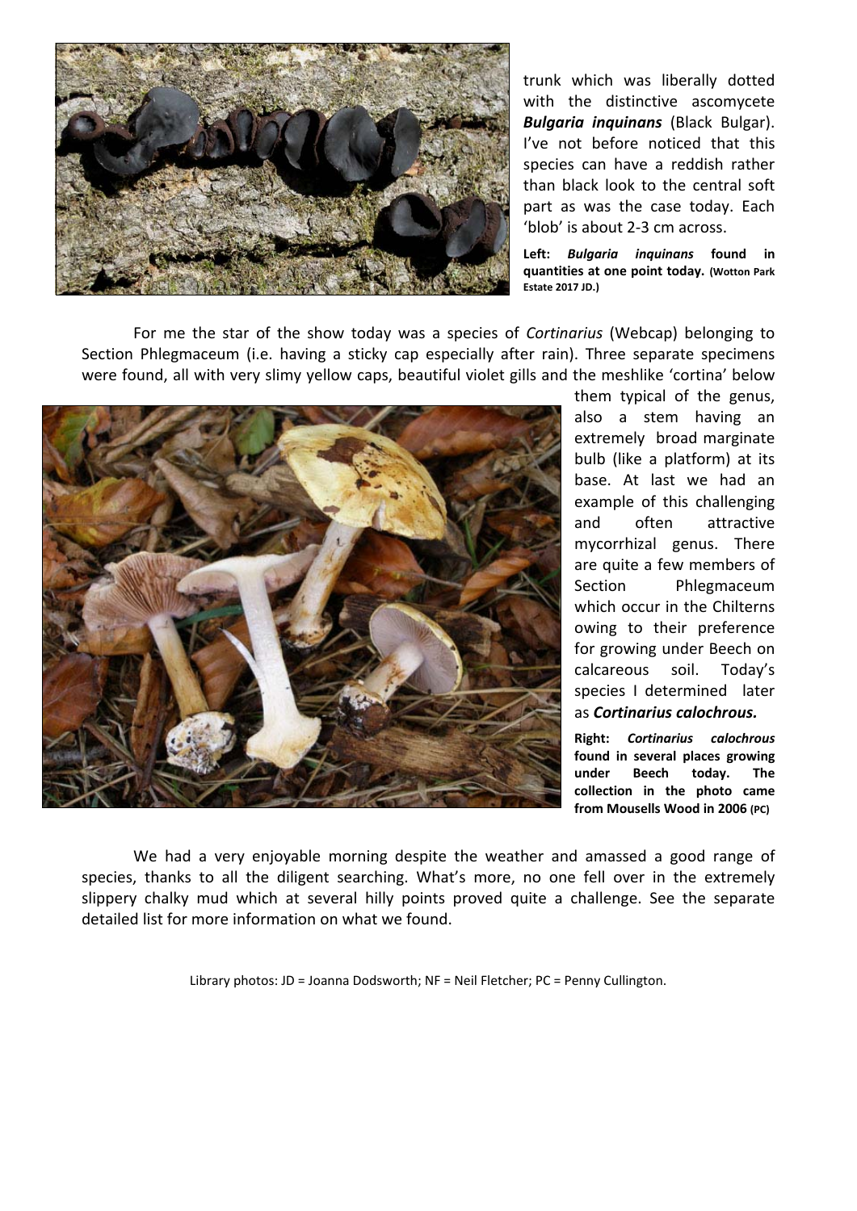trunk which was liberally dotted with the distinctive ascomycete ***Bulgaria inquinans*** (Black Bulgar). I've not before noticed that this species can have a reddish rather than black look to the central soft part as was the case today. Each 'blob' is about 2-3 cm across.

**Left: *Bulgaria inquinans* found in quantities at one point today. (Wotton Park Estate 2017 JD.)**

For me the star of the show today was a species of *Cortinarius* (Webcap) belonging to Section Phlegmaceum (i.e. having a sticky cap especially after rain). Three separate specimens were found, all with very slimy yellow caps, beautiful violet gills and the meshlike 'cortina' below them typical of the genus, also a stem having an extremely broad marginate bulb (like a platform) at its base. At last we had an example of this challenging and often attractive mycorrhizal genus. There are quite a few members of Section Phlegmaceum which occur in the Chilterns owing to their preference for growing under Beech on calcareous soil. Today's species I determined later as ***Cortinarius calochrous.***

**Right: *Cortinarius calochrous* found in several places growing under Beech today. The collection in the photo came from Mousells Wood in 2006 (PC)**

We had a very enjoyable morning despite the weather and amassed a good range of species, thanks to all the diligent searching. What's more, no one fell over in the extremely slippery chalky mud which at several hilly points proved quite a challenge. See the separate detailed list for more information on what we found.

Library photos: JD = Joanna Dodsworth; NF = Neil Fletcher; PC = Penny Cullington.